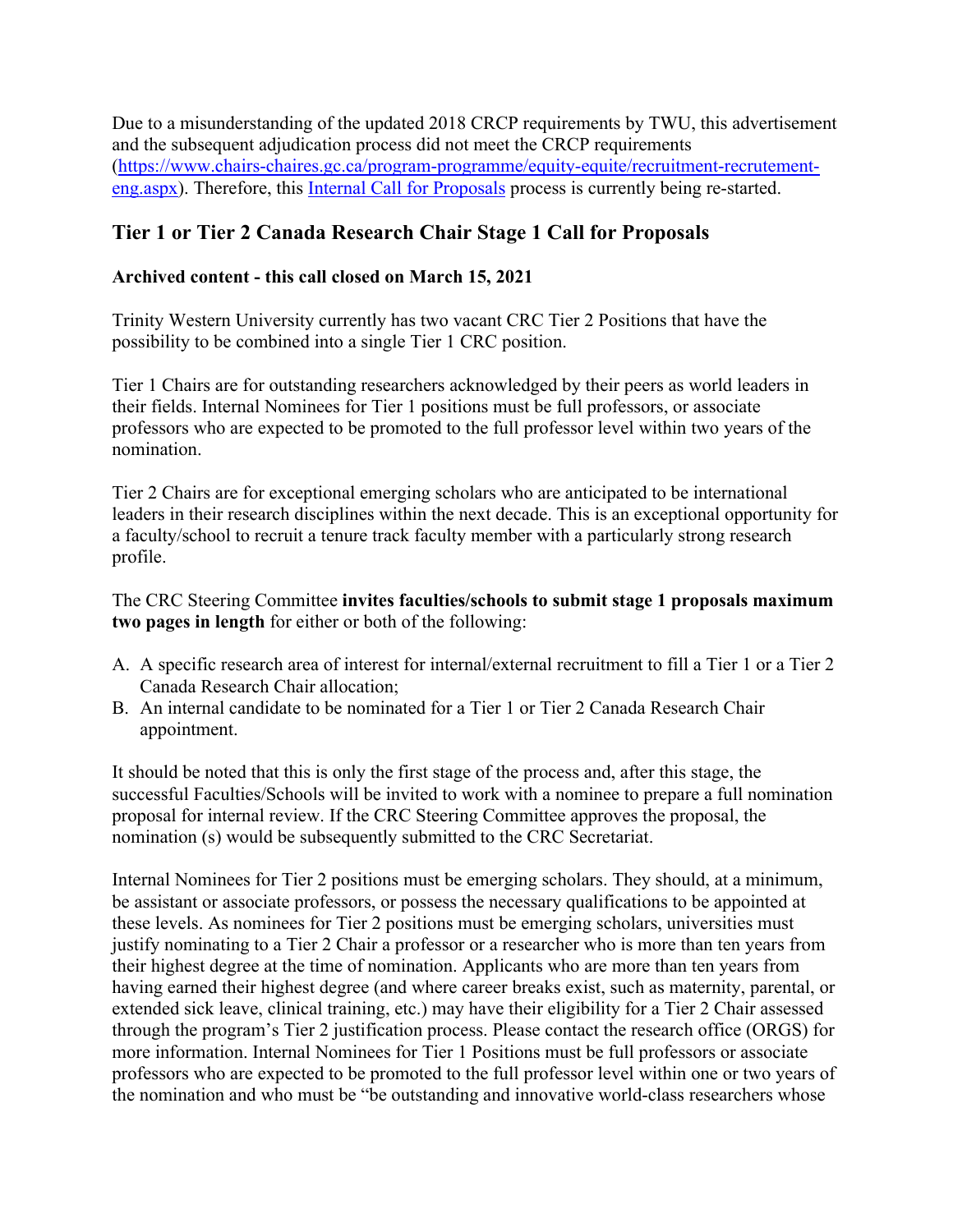Due to a misunderstanding of the updated 2018 CRCP requirements by TWU, this advertisement and the subsequent adjudication process did not meet the CRCP requirements (https://www.chairs-chaires.gc.ca/program-programme/equity-equite/recruitment-recrutement-eng.aspx). Therefore, this Internal Call for Proposals process is currently being re-started.

## Tier 1 or Tier 2 Canada Research Chair Stage 1 Call for Proposals

**Archived content - this call closed on March 15, 2021**

Trinity Western University currently has two vacant CRC Tier 2 Positions that have the possibility to be combined into a single Tier 1 CRC position.

Tier 1 Chairs are for outstanding researchers acknowledged by their peers as world leaders in their fields. Internal Nominees for Tier 1 positions must be full professors, or associate professors who are expected to be promoted to the full professor level within two years of the nomination.

Tier 2 Chairs are for exceptional emerging scholars who are anticipated to be international leaders in their research disciplines within the next decade. This is an exceptional opportunity for a faculty/school to recruit a tenure track faculty member with a particularly strong research profile.

The CRC Steering Committee **invites faculties/schools to submit stage 1 proposals maximum two pages in length** for either or both of the following:

A. A specific research area of interest for internal/external recruitment to fill a Tier 1 or a Tier 2 Canada Research Chair allocation;
B. An internal candidate to be nominated for a Tier 1 or Tier 2 Canada Research Chair appointment.

It should be noted that this is only the first stage of the process and, after this stage, the successful Faculties/Schools will be invited to work with a nominee to prepare a full nomination proposal for internal review. If the CRC Steering Committee approves the proposal, the nomination (s) would be subsequently submitted to the CRC Secretariat.

Internal Nominees for Tier 2 positions must be emerging scholars. They should, at a minimum, be assistant or associate professors, or possess the necessary qualifications to be appointed at these levels. As nominees for Tier 2 positions must be emerging scholars, universities must justify nominating to a Tier 2 Chair a professor or a researcher who is more than ten years from their highest degree at the time of nomination. Applicants who are more than ten years from having earned their highest degree (and where career breaks exist, such as maternity, parental, or extended sick leave, clinical training, etc.) may have their eligibility for a Tier 2 Chair assessed through the program's Tier 2 justification process. Please contact the research office (ORGS) for more information. Internal Nominees for Tier 1 Positions must be full professors or associate professors who are expected to be promoted to the full professor level within one or two years of the nomination and who must be "be outstanding and innovative world-class researchers whose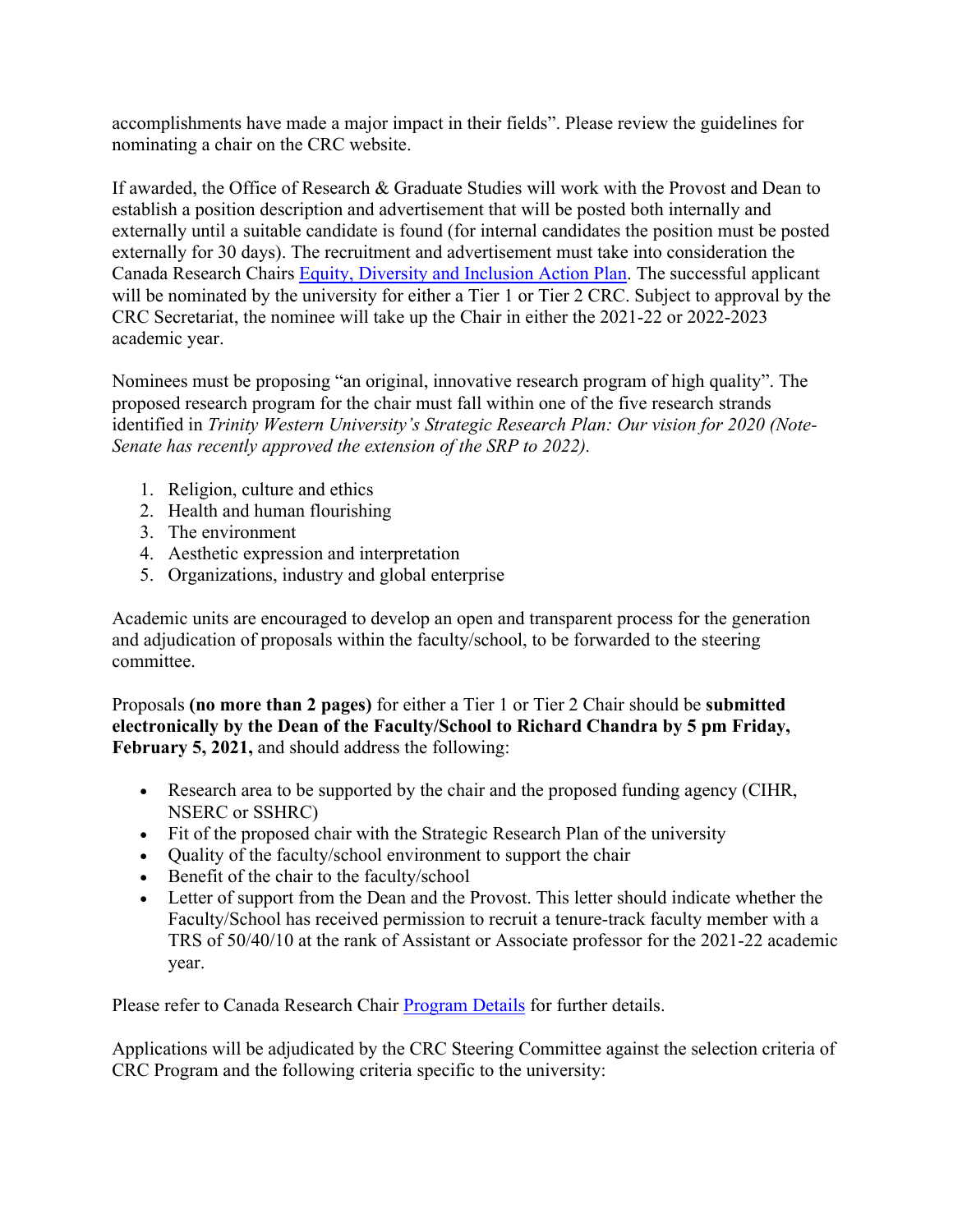accomplishments have made a major impact in their fields". Please review the guidelines for nominating a chair on the CRC website.

If awarded, the Office of Research & Graduate Studies will work with the Provost and Dean to establish a position description and advertisement that will be posted both internally and externally until a suitable candidate is found (for internal candidates the position must be posted externally for 30 days). The recruitment and advertisement must take into consideration the Canada Research Chairs [Equity, Diversity and Inclusion Action Plan](). The successful applicant will be nominated by the university for either a Tier 1 or Tier 2 CRC. Subject to approval by the CRC Secretariat, the nominee will take up the Chair in either the 2021-22 or 2022-2023 academic year.

Nominees must be proposing "an original, innovative research program of high quality". The proposed research program for the chair must fall within one of the five research strands identified in *Trinity Western University's Strategic Research Plan: Our vision for 2020 (Note- Senate has recently approved the extension of the SRP to 2022).*

1. Religion, culture and ethics
2. Health and human flourishing
3. The environment
4. Aesthetic expression and interpretation
5. Organizations, industry and global enterprise

Academic units are encouraged to develop an open and transparent process for the generation and adjudication of proposals within the faculty/school, to be forwarded to the steering committee.

Proposals **(no more than 2 pages)** for either a Tier 1 or Tier 2 Chair should be **submitted electronically by the Dean of the Faculty/School to Richard Chandra by 5 pm Friday, February 5, 2021,** and should address the following:

- Research area to be supported by the chair and the proposed funding agency (CIHR, NSERC or SSHRC)
- Fit of the proposed chair with the Strategic Research Plan of the university
- Quality of the faculty/school environment to support the chair
- Benefit of the chair to the faculty/school
- Letter of support from the Dean and the Provost. This letter should indicate whether the Faculty/School has received permission to recruit a tenure-track faculty member with a TRS of 50/40/10 at the rank of Assistant or Associate professor for the 2021-22 academic year.

Please refer to Canada Research Chair [Program Details]() for further details.

Applications will be adjudicated by the CRC Steering Committee against the selection criteria of CRC Program and the following criteria specific to the university: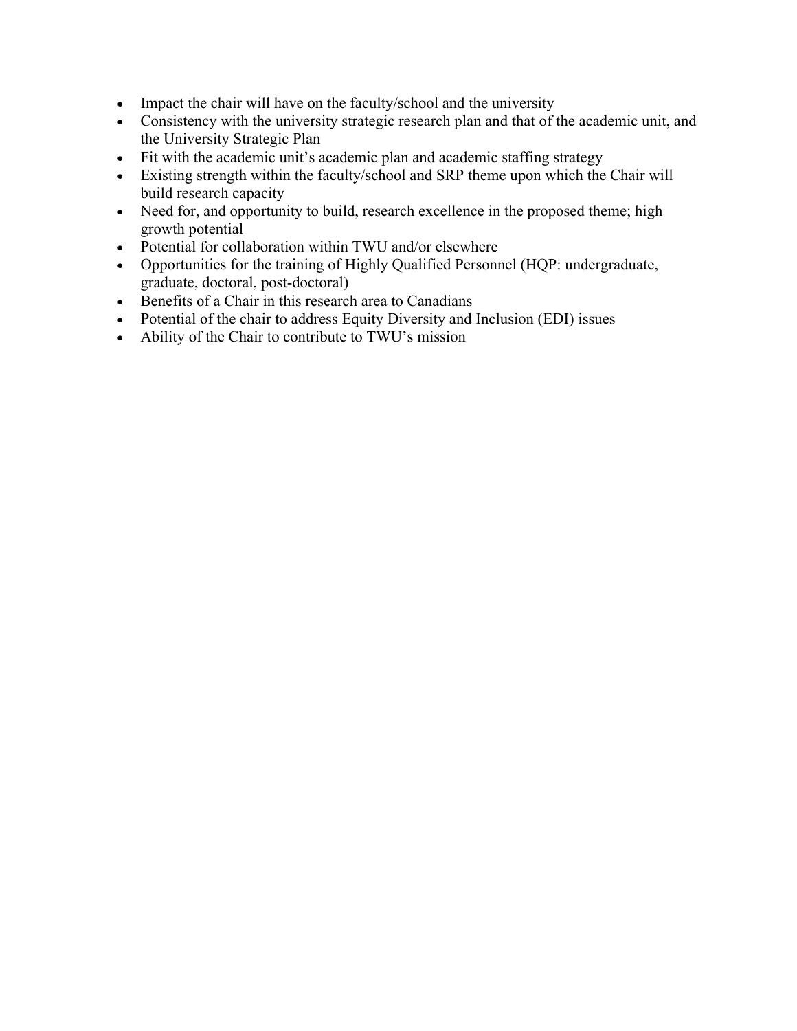- Impact the chair will have on the faculty/school and the university
- Consistency with the university strategic research plan and that of the academic unit, and the University Strategic Plan
- Fit with the academic unit's academic plan and academic staffing strategy
- Existing strength within the faculty/school and SRP theme upon which the Chair will build research capacity
- Need for, and opportunity to build, research excellence in the proposed theme; high growth potential
- Potential for collaboration within TWU and/or elsewhere
- Opportunities for the training of Highly Qualified Personnel (HQP: undergraduate, graduate, doctoral, post-doctoral)
- Benefits of a Chair in this research area to Canadians
- Potential of the chair to address Equity Diversity and Inclusion (EDI) issues
- Ability of the Chair to contribute to TWU's mission